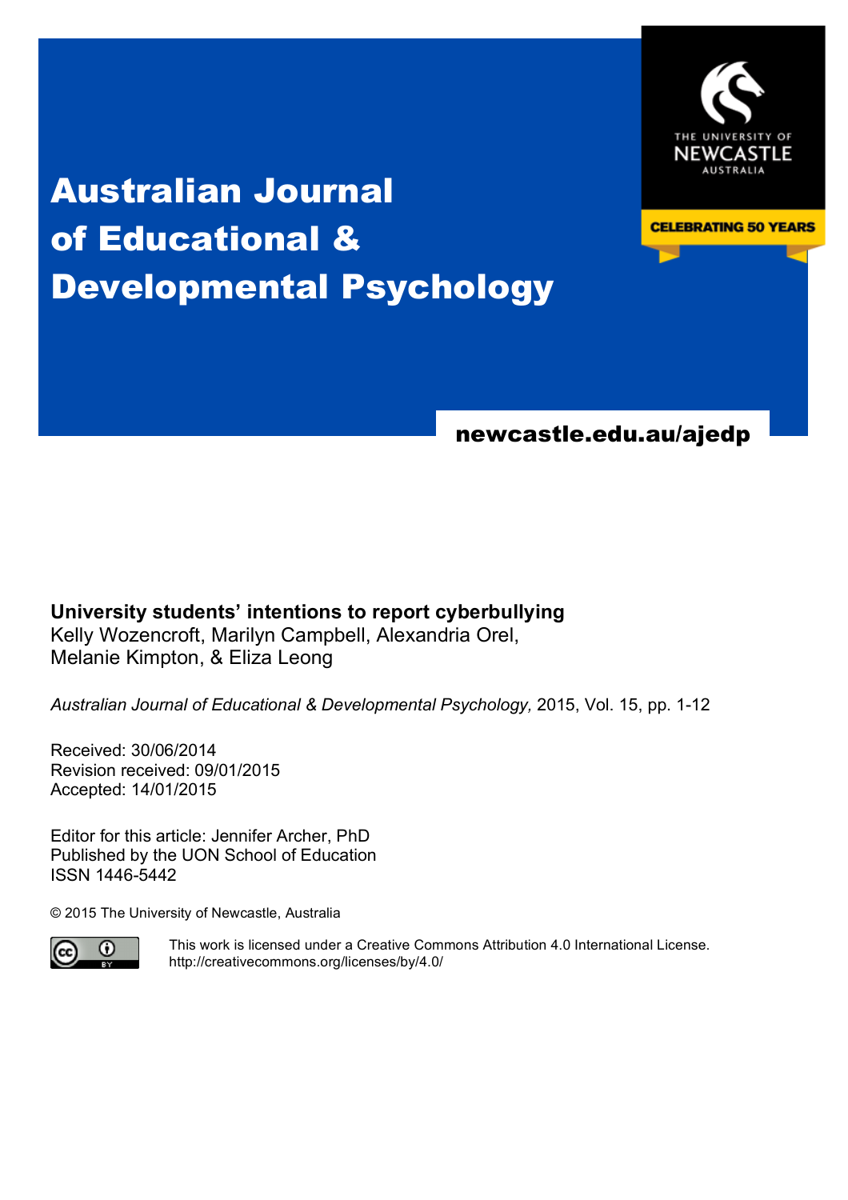# Australian Journal of Educational & Developmental Psychology

newcastle.edu.au/ajedp

THE UNIVERSITY OF NEWCASTLE AUSTRALIA

CELEBRATING 50 YEARS

**University students' intentions to report cyberbullying**
Kelly Wozencroft, Marilyn Campbell, Alexandria Orel, Melanie Kimpton, & Eliza Leong

*Australian Journal of Educational & Developmental Psychology,* 2015, Vol. 15, pp. 1-12

Received: 30/06/2014
Revision received: 09/01/2015
Accepted: 14/01/2015

Editor for this article: Jennifer Archer, PhD
Published by the UON School of Education
ISSN 1446-5442

© 2015 The University of Newcastle, Australia

This work is licensed under a Creative Commons Attribution 4.0 International License.
http://creativecommons.org/licenses/by/4.0/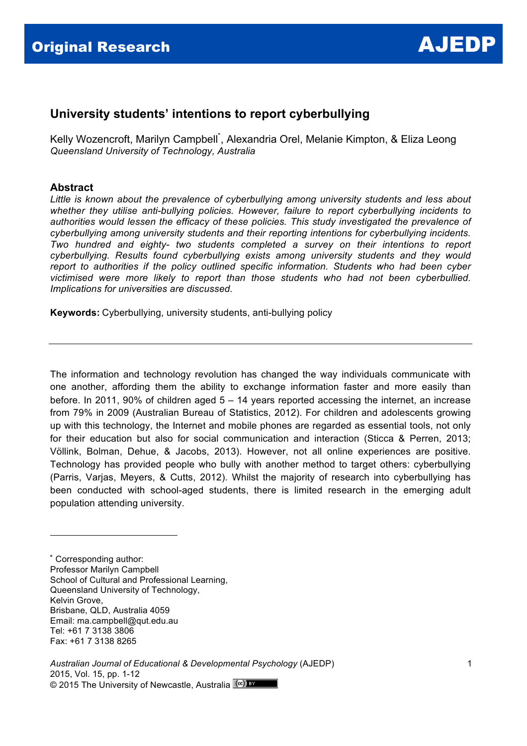# University students' intentions to report cyberbullying

Kelly Wozencroft, Marilyn Campbell*, Alexandria Orel, Melanie Kimpton, & Eliza Leong
*Queensland University of Technology, Australia*

## Abstract

*Little is known about the prevalence of cyberbullying among university students and less about whether they utilise anti-bullying policies. However, failure to report cyberbullying incidents to authorities would lessen the efficacy of these policies. This study investigated the prevalence of cyberbullying among university students and their reporting intentions for cyberbullying incidents. Two hundred and eighty- two students completed a survey on their intentions to report cyberbullying. Results found cyberbullying exists among university students and they would report to authorities if the policy outlined specific information. Students who had been cyber victimised were more likely to report than those students who had not been cyberbullied. Implications for universities are discussed.*

**Keywords:** Cyberbullying, university students, anti-bullying policy

---

The information and technology revolution has changed the way individuals communicate with one another, affording them the ability to exchange information faster and more easily than before. In 2011, 90% of children aged 5 – 14 years reported accessing the internet, an increase from 79% in 2009 (Australian Bureau of Statistics, 2012). For children and adolescents growing up with this technology, the Internet and mobile phones are regarded as essential tools, not only for their education but also for social communication and interaction (Sticca & Perren, 2013; Völlink, Bolman, Dehue, & Jacobs, 2013). However, not all online experiences are positive. Technology has provided people who bully with another method to target others: cyberbullying (Parris, Varjas, Meyers, & Cutts, 2012). Whilst the majority of research into cyberbullying has been conducted with school-aged students, there is limited research in the emerging adult population attending university.

---

* Corresponding author:
Professor Marilyn Campbell
School of Cultural and Professional Learning,
Queensland University of Technology,
Kelvin Grove,
Brisbane, QLD, Australia 4059
Email: ma.campbell@qut.edu.au
Tel: +61 7 3138 3806
Fax: +61 7 3138 8265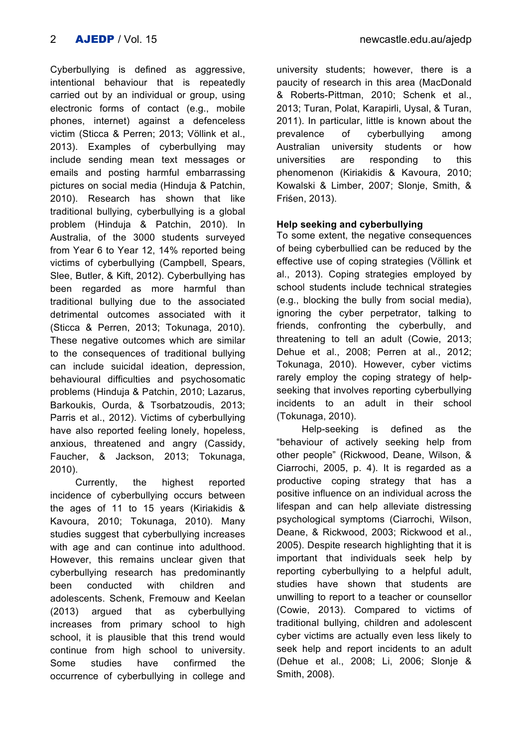Cyberbullying is defined as aggressive, intentional behaviour that is repeatedly carried out by an individual or group, using electronic forms of contact (e.g., mobile phones, internet) against a defenceless victim (Sticca & Perren; 2013; Völlink et al., 2013). Examples of cyberbullying may include sending mean text messages or emails and posting harmful embarrassing pictures on social media (Hinduja & Patchin, 2010). Research has shown that like traditional bullying, cyberbullying is a global problem (Hinduja & Patchin, 2010). In Australia, of the 3000 students surveyed from Year 6 to Year 12, 14% reported being victims of cyberbullying (Campbell, Spears, Slee, Butler, & Kift, 2012). Cyberbullying has been regarded as more harmful than traditional bullying due to the associated detrimental outcomes associated with it (Sticca & Perren, 2013; Tokunaga, 2010). These negative outcomes which are similar to the consequences of traditional bullying can include suicidal ideation, depression, behavioural difficulties and psychosomatic problems (Hinduja & Patchin, 2010; Lazarus, Barkoukis, Ourda, & Tsorbatzoudis, 2013; Parris et al., 2012). Victims of cyberbullying have also reported feeling lonely, hopeless, anxious, threatened and angry (Cassidy, Faucher, & Jackson, 2013; Tokunaga, 2010).

Currently, the highest reported incidence of cyberbullying occurs between the ages of 11 to 15 years (Kiriakidis & Kavoura, 2010; Tokunaga, 2010). Many studies suggest that cyberbullying increases with age and can continue into adulthood. However, this remains unclear given that cyberbullying research has predominantly been conducted with children and adolescents. Schenk, Fremouw and Keelan (2013) argued that as cyberbullying increases from primary school to high school, it is plausible that this trend would continue from high school to university. Some studies have confirmed the occurrence of cyberbullying in college and university students; however, there is a paucity of research in this area (MacDonald & Roberts-Pittman, 2010; Schenk et al., 2013; Turan, Polat, Karapirli, Uysal, & Turan, 2011). In particular, little is known about the prevalence of cyberbullying among Australian university students or how universities are responding to this phenomenon (Kiriakidis & Kavoura, 2010; Kowalski & Limber, 2007; Slonje, Smith, & Frisen, 2013).

### Help seeking and cyberbullying

To some extent, the negative consequences of being cyberbullied can be reduced by the effective use of coping strategies (Völlink et al., 2013). Coping strategies employed by school students include technical strategies (e.g., blocking the bully from social media), ignoring the cyber perpetrator, talking to friends, confronting the cyberbully, and threatening to tell an adult (Cowie, 2013; Dehue et al., 2008; Perren at al., 2012; Tokunaga, 2010). However, cyber victims rarely employ the coping strategy of help-seeking that involves reporting cyberbullying incidents to an adult in their school (Tokunaga, 2010).

Help-seeking is defined as the "behaviour of actively seeking help from other people" (Rickwood, Deane, Wilson, & Ciarrochi, 2005, p. 4). It is regarded as a productive coping strategy that has a positive influence on an individual across the lifespan and can help alleviate distressing psychological symptoms (Ciarrochi, Wilson, Deane, & Rickwood, 2003; Rickwood et al., 2005). Despite research highlighting that it is important that individuals seek help by reporting cyberbullying to a helpful adult, studies have shown that students are unwilling to report to a teacher or counsellor (Cowie, 2013). Compared to victims of traditional bullying, children and adolescent cyber victims are actually even less likely to seek help and report incidents to an adult (Dehue et al., 2008; Li, 2006; Slonje & Smith, 2008).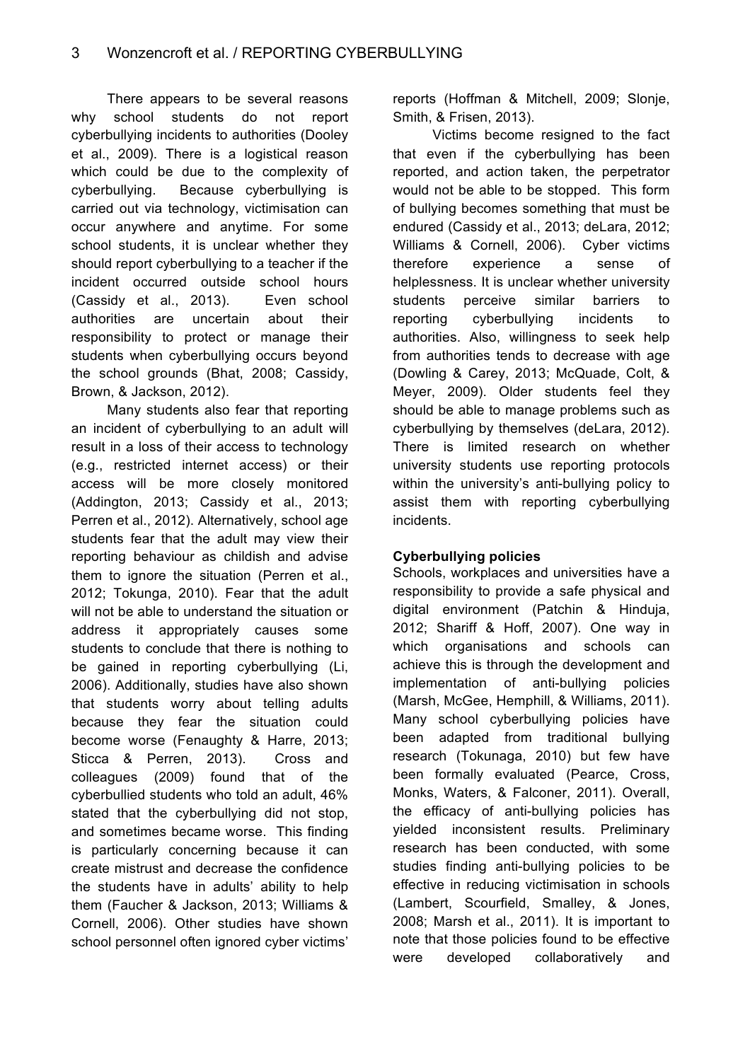There appears to be several reasons why school students do not report cyberbullying incidents to authorities (Dooley et al., 2009). There is a logistical reason which could be due to the complexity of cyberbullying. Because cyberbullying is carried out via technology, victimisation can occur anywhere and anytime. For some school students, it is unclear whether they should report cyberbullying to a teacher if the incident occurred outside school hours (Cassidy et al., 2013). Even school authorities are uncertain about their responsibility to protect or manage their students when cyberbullying occurs beyond the school grounds (Bhat, 2008; Cassidy, Brown, & Jackson, 2012).

Many students also fear that reporting an incident of cyberbullying to an adult will result in a loss of their access to technology (e.g., restricted internet access) or their access will be more closely monitored (Addington, 2013; Cassidy et al., 2013; Perren et al., 2012). Alternatively, school age students fear that the adult may view their reporting behaviour as childish and advise them to ignore the situation (Perren et al., 2012; Tokunga, 2010). Fear that the adult will not be able to understand the situation or address it appropriately causes some students to conclude that there is nothing to be gained in reporting cyberbullying (Li, 2006). Additionally, studies have also shown that students worry about telling adults because they fear the situation could become worse (Fenaughty & Harre, 2013; Sticca & Perren, 2013). Cross and colleagues (2009) found that of the cyberbullied students who told an adult, 46% stated that the cyberbullying did not stop, and sometimes became worse. This finding is particularly concerning because it can create mistrust and decrease the confidence the students have in adults' ability to help them (Faucher & Jackson, 2013; Williams & Cornell, 2006). Other studies have shown school personnel often ignored cyber victims' reports (Hoffman & Mitchell, 2009; Slonje, Smith, & Frisen, 2013).

Victims become resigned to the fact that even if the cyberbullying has been reported, and action taken, the perpetrator would not be able to be stopped. This form of bullying becomes something that must be endured (Cassidy et al., 2013; deLara, 2012; Williams & Cornell, 2006). Cyber victims therefore experience a sense of helplessness. It is unclear whether university students perceive similar barriers to reporting cyberbullying incidents to authorities. Also, willingness to seek help from authorities tends to decrease with age (Dowling & Carey, 2013; McQuade, Colt, & Meyer, 2009). Older students feel they should be able to manage problems such as cyberbullying by themselves (deLara, 2012). There is limited research on whether university students use reporting protocols within the university's anti-bullying policy to assist them with reporting cyberbullying incidents.

**Cyberbullying policies**

Schools, workplaces and universities have a responsibility to provide a safe physical and digital environment (Patchin & Hinduja, 2012; Shariff & Hoff, 2007). One way in which organisations and schools can achieve this is through the development and implementation of anti-bullying policies (Marsh, McGee, Hemphill, & Williams, 2011). Many school cyberbullying policies have been adapted from traditional bullying research (Tokunaga, 2010) but few have been formally evaluated (Pearce, Cross, Monks, Waters, & Falconer, 2011). Overall, the efficacy of anti-bullying policies has yielded inconsistent results. Preliminary research has been conducted, with some studies finding anti-bullying policies to be effective in reducing victimisation in schools (Lambert, Scourfield, Smalley, & Jones, 2008; Marsh et al., 2011). It is important to note that those policies found to be effective were developed collaboratively and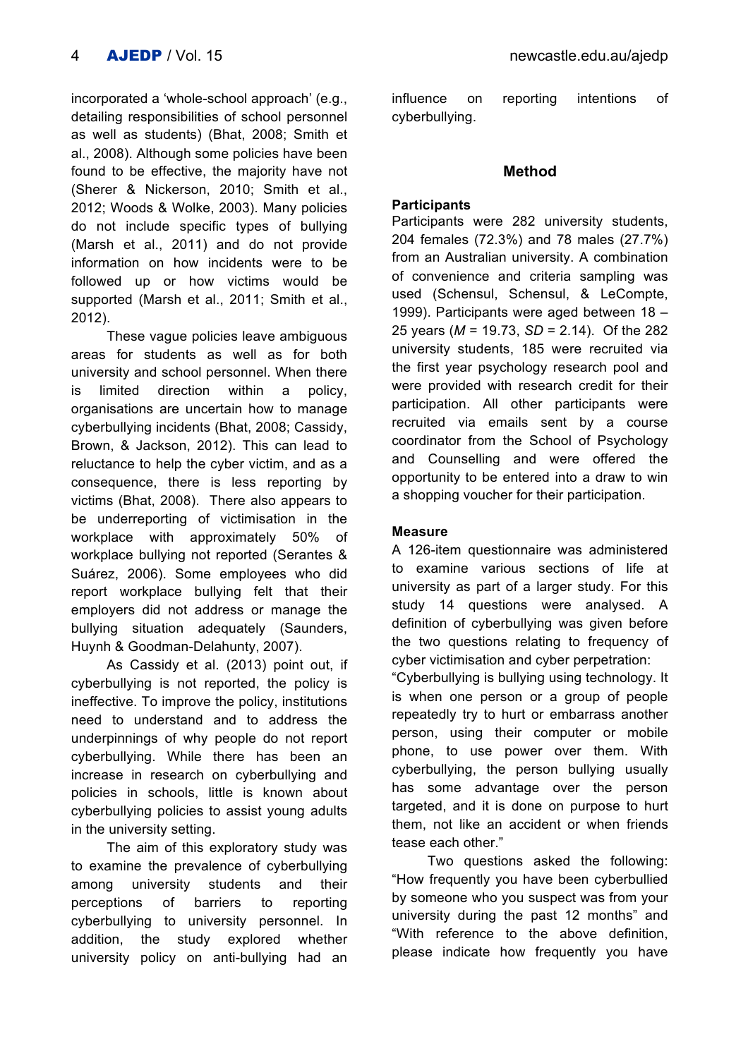incorporated a 'whole-school approach' (e.g., detailing responsibilities of school personnel as well as students) (Bhat, 2008; Smith et al., 2008). Although some policies have been found to be effective, the majority have not (Sherer & Nickerson, 2010; Smith et al., 2012; Woods & Wolke, 2003). Many policies do not include specific types of bullying (Marsh et al., 2011) and do not provide information on how incidents were to be followed up or how victims would be supported (Marsh et al., 2011; Smith et al., 2012).

These vague policies leave ambiguous areas for students as well as for both university and school personnel. When there is limited direction within a policy, organisations are uncertain how to manage cyberbullying incidents (Bhat, 2008; Cassidy, Brown, & Jackson, 2012). This can lead to reluctance to help the cyber victim, and as a consequence, there is less reporting by victims (Bhat, 2008). There also appears to be underreporting of victimisation in the workplace with approximately 50% of workplace bullying not reported (Serantes & Suárez, 2006). Some employees who did report workplace bullying felt that their employers did not address or manage the bullying situation adequately (Saunders, Huynh & Goodman-Delahunty, 2007).

As Cassidy et al. (2013) point out, if cyberbullying is not reported, the policy is ineffective. To improve the policy, institutions need to understand and to address the underpinnings of why people do not report cyberbullying. While there has been an increase in research on cyberbullying and policies in schools, little is known about cyberbullying policies to assist young adults in the university setting.

The aim of this exploratory study was to examine the prevalence of cyberbullying among university students and their perceptions of barriers to reporting cyberbullying to university personnel. In addition, the study explored whether university policy on anti-bullying had an influence on reporting intentions of cyberbullying.

## Method

### Participants

Participants were 282 university students, 204 females (72.3%) and 78 males (27.7%) from an Australian university. A combination of convenience and criteria sampling was used (Schensul, Schensul, & LeCompte, 1999). Participants were aged between 18 – 25 years (*M* = 19.73, *SD* = 2.14). Of the 282 university students, 185 were recruited via the first year psychology research pool and were provided with research credit for their participation. All other participants were recruited via emails sent by a course coordinator from the School of Psychology and Counselling and were offered the opportunity to be entered into a draw to win a shopping voucher for their participation.

### Measure

A 126-item questionnaire was administered to examine various sections of life at university as part of a larger study. For this study 14 questions were analysed. A definition of cyberbullying was given before the two questions relating to frequency of cyber victimisation and cyber perpetration: "Cyberbullying is bullying using technology. It is when one person or a group of people repeatedly try to hurt or embarrass another person, using their computer or mobile phone, to use power over them. With cyberbullying, the person bullying usually has some advantage over the person targeted, and it is done on purpose to hurt them, not like an accident or when friends tease each other."

Two questions asked the following: "How frequently you have been cyberbullied by someone who you suspect was from your university during the past 12 months" and "With reference to the above definition, please indicate how frequently you have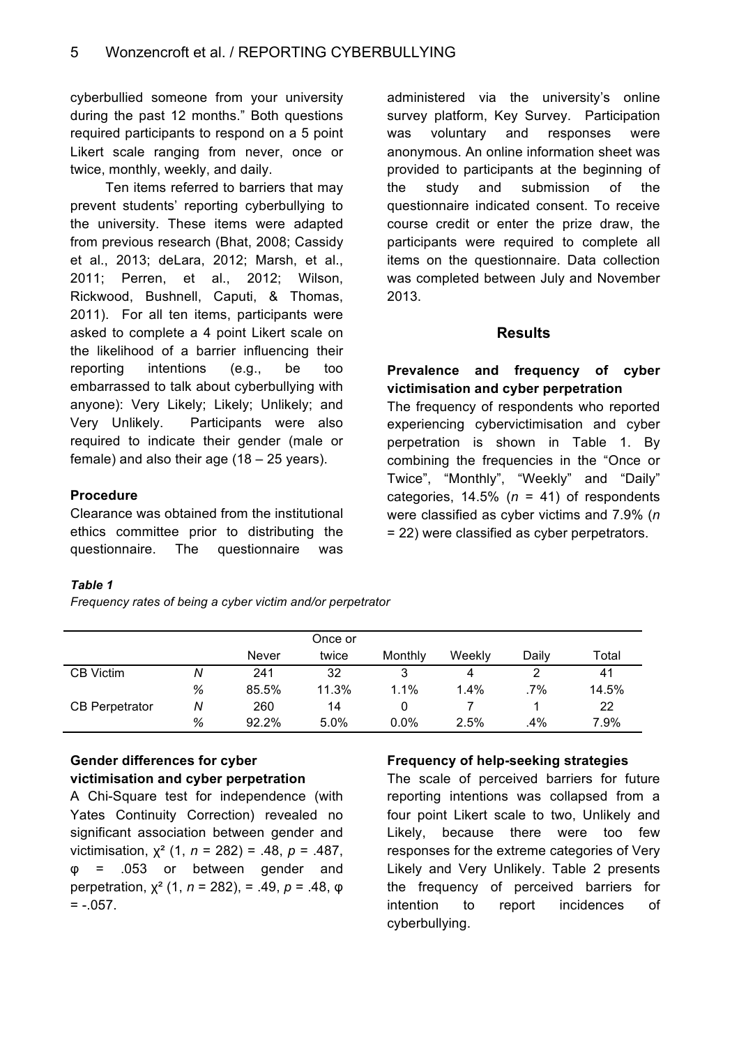cyberbullied someone from your university during the past 12 months." Both questions required participants to respond on a 5 point Likert scale ranging from never, once or twice, monthly, weekly, and daily.

Ten items referred to barriers that may prevent students' reporting cyberbullying to the university. These items were adapted from previous research (Bhat, 2008; Cassidy et al., 2013; deLara, 2012; Marsh, et al., 2011; Perren, et al., 2012; Wilson, Rickwood, Bushnell, Caputi, & Thomas, 2011). For all ten items, participants were asked to complete a 4 point Likert scale on the likelihood of a barrier influencing their reporting intentions (e.g., be too embarrassed to talk about cyberbullying with anyone): Very Likely; Likely; Unlikely; and Very Unlikely. Participants were also required to indicate their gender (male or female) and also their age (18 – 25 years).

### Procedure

Clearance was obtained from the institutional ethics committee prior to distributing the questionnaire. The questionnaire was administered via the university's online survey platform, Key Survey. Participation was voluntary and responses were anonymous. An online information sheet was provided to participants at the beginning of the study and submission of the questionnaire indicated consent. To receive course credit or enter the prize draw, the participants were required to complete all items on the questionnaire. Data collection was completed between July and November 2013.

## Results

### Prevalence and frequency of cyber victimisation and cyber perpetration

The frequency of respondents who reported experiencing cybervictimisation and cyber perpetration is shown in Table 1. By combining the frequencies in the "Once or Twice", "Monthly", "Weekly" and "Daily" categories, 14.5% ($n$ = 41) of respondents were classified as cyber victims and 7.9% ($n$ = 22) were classified as cyber perpetrators.

***Table 1***

*Frequency rates of being a cyber victim and/or perpetrator*

| | | Never | Once or twice | Monthly | Weekly | Daily | Total |
|---|---|---|---|---|---|---|---|
| CB Victim | *N* | 241 | 32 | 3 | 4 | 2 | 41 |
| | % | 85.5% | 11.3% | 1.1% | 1.4% | .7% | 14.5% |
| CB Perpetrator | *N* | 260 | 14 | 0 | 7 | 1 | 22 |
| | % | 92.2% | 5.0% | 0.0% | 2.5% | .4% | 7.9% |

### Gender differences for cyber victimisation and cyber perpetration

A Chi-Square test for independence (with Yates Continuity Correction) revealed no significant association between gender and victimisation, $\chi^2$ (1, $n$ = 282) = .48, $p$ = .487, $\varphi$ = .053 or between gender and perpetration, $\chi^2$ (1, $n$ = 282), = .49, $p$ = .48, $\varphi$ = -.057.

### Frequency of help-seeking strategies

The scale of perceived barriers for future reporting intentions was collapsed from a four point Likert scale to two, Unlikely and Likely, because there were too few responses for the extreme categories of Very Likely and Very Unlikely. Table 2 presents the frequency of perceived barriers for intention to report incidences of cyberbullying.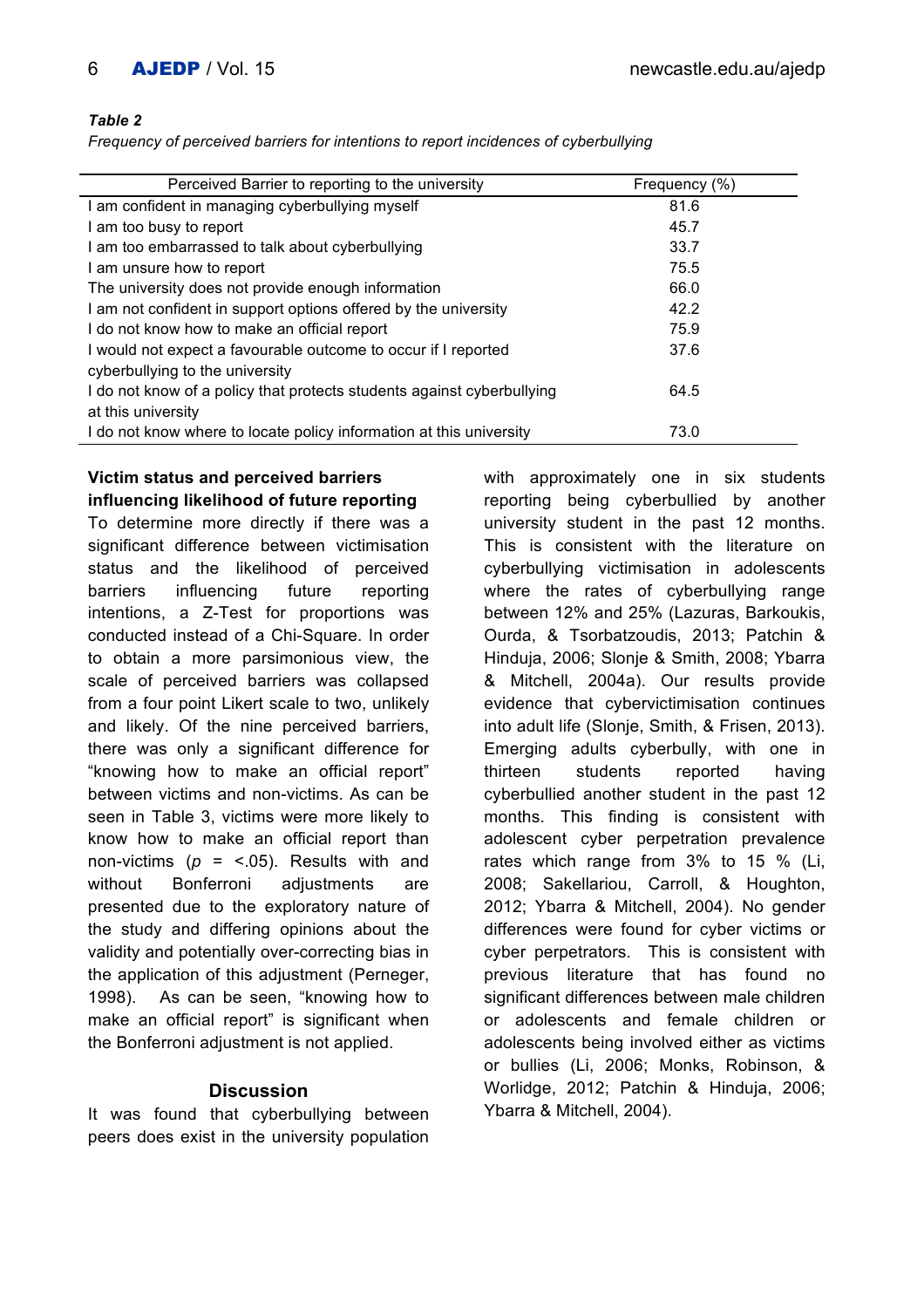***Table 2***

*Frequency of perceived barriers for intentions to report incidences of cyberbullying*

| Perceived Barrier to reporting to the university | Frequency (%) |
|---|---|
| I am confident in managing cyberbullying myself | 81.6 |
| I am too busy to report | 45.7 |
| I am too embarrassed to talk about cyberbullying | 33.7 |
| I am unsure how to report | 75.5 |
| The university does not provide enough information | 66.0 |
| I am not confident in support options offered by the university | 42.2 |
| I do not know how to make an official report | 75.9 |
| I would not expect a favourable outcome to occur if I reported cyberbullying to the university | 37.6 |
| I do not know of a policy that protects students against cyberbullying at this university | 64.5 |
| I do not know where to locate policy information at this university | 73.0 |

**Victim status and perceived barriers influencing likelihood of future reporting**

To determine more directly if there was a significant difference between victimisation status and the likelihood of perceived barriers influencing future reporting intentions, a Z-Test for proportions was conducted instead of a Chi-Square. In order to obtain a more parsimonious view, the scale of perceived barriers was collapsed from a four point Likert scale to two, unlikely and likely. Of the nine perceived barriers, there was only a significant difference for "knowing how to make an official report" between victims and non-victims. As can be seen in Table 3, victims were more likely to know how to make an official report than non-victims ($p$ = <.05). Results with and without Bonferroni adjustments are presented due to the exploratory nature of the study and differing opinions about the validity and potentially over-correcting bias in the application of this adjustment (Perneger, 1998). As can be seen, "knowing how to make an official report" is significant when the Bonferroni adjustment is not applied.

## Discussion

It was found that cyberbullying between peers does exist in the university population with approximately one in six students reporting being cyberbullied by another university student in the past 12 months. This is consistent with the literature on cyberbullying victimisation in adolescents where the rates of cyberbullying range between 12% and 25% (Lazuras, Barkoukis, Ourda, & Tsorbatzoudis, 2013; Patchin & Hinduja, 2006; Slonje & Smith, 2008; Ybarra & Mitchell, 2004a). Our results provide evidence that cybervictimisation continues into adult life (Slonje, Smith, & Frisen, 2013). Emerging adults cyberbully, with one in thirteen students reported having cyberbullied another student in the past 12 months. This finding is consistent with adolescent cyber perpetration prevalence rates which range from 3% to 15 % (Li, 2008; Sakellariou, Carroll, & Houghton, 2012; Ybarra & Mitchell, 2004). No gender differences were found for cyber victims or cyber perpetrators. This is consistent with previous literature that has found no significant differences between male children or adolescents and female children or adolescents being involved either as victims or bullies (Li, 2006; Monks, Robinson, & Worlidge, 2012; Patchin & Hinduja, 2006; Ybarra & Mitchell, 2004).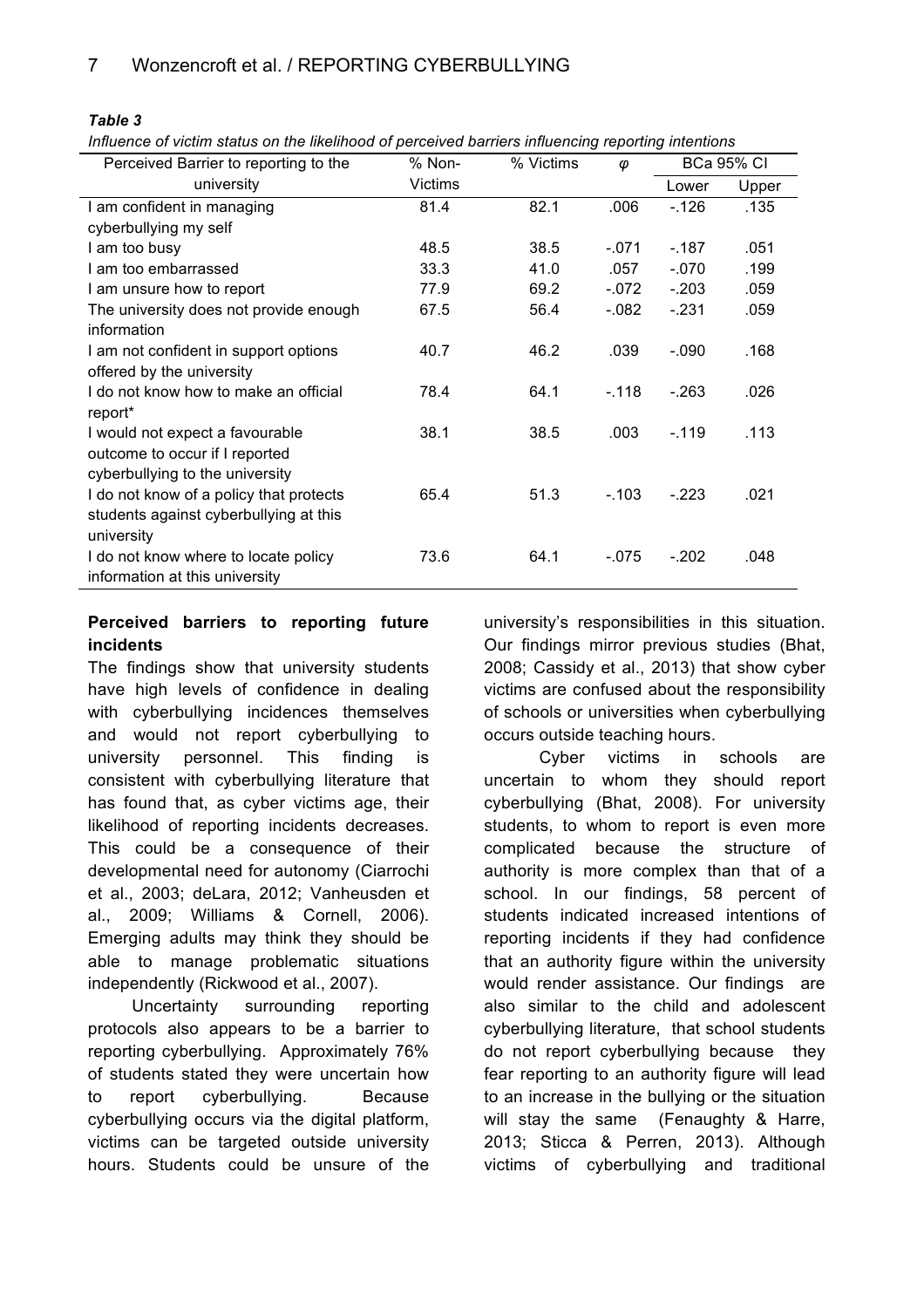***Table 3***

*Influence of victim status on the likelihood of perceived barriers influencing reporting intentions*

| Perceived Barrier to reporting to the university | % Non-Victims | % Victims | *φ* | BCa 95% CI | |
|---|---|---|---|---|---|
| | | | | Lower | Upper |
| I am confident in managing cyberbullying my self | 81.4 | 82.1 | .006 | -.126 | .135 |
| I am too busy | 48.5 | 38.5 | -.071 | -.187 | .051 |
| I am too embarrassed | 33.3 | 41.0 | .057 | -.070 | .199 |
| I am unsure how to report | 77.9 | 69.2 | -.072 | -.203 | .059 |
| The university does not provide enough information | 67.5 | 56.4 | -.082 | -.231 | .059 |
| I am not confident in support options offered by the university | 40.7 | 46.2 | .039 | -.090 | .168 |
| I do not know how to make an official report* | 78.4 | 64.1 | -.118 | -.263 | .026 |
| I would not expect a favourable outcome to occur if I reported cyberbullying to the university | 38.1 | 38.5 | .003 | -.119 | .113 |
| I do not know of a policy that protects students against cyberbullying at this university | 65.4 | 51.3 | -.103 | -.223 | .021 |
| I do not know where to locate policy information at this university | 73.6 | 64.1 | -.075 | -.202 | .048 |

**Perceived barriers to reporting future incidents**

The findings show that university students have high levels of confidence in dealing with cyberbullying incidences themselves and would not report cyberbullying to university personnel. This finding is consistent with cyberbullying literature that has found that, as cyber victims age, their likelihood of reporting incidents decreases. This could be a consequence of their developmental need for autonomy (Ciarrochi et al., 2003; deLara, 2012; Vanheusden et al., 2009; Williams & Cornell, 2006). Emerging adults may think they should be able to manage problematic situations independently (Rickwood et al., 2007).

Uncertainty surrounding reporting protocols also appears to be a barrier to reporting cyberbullying. Approximately 76% of students stated they were uncertain how to report cyberbullying. Because cyberbullying occurs via the digital platform, victims can be targeted outside university hours. Students could be unsure of the university's responsibilities in this situation. Our findings mirror previous studies (Bhat, 2008; Cassidy et al., 2013) that show cyber victims are confused about the responsibility of schools or universities when cyberbullying occurs outside teaching hours.

Cyber victims in schools are uncertain to whom they should report cyberbullying (Bhat, 2008). For university students, to whom to report is even more complicated because the structure of authority is more complex than that of a school. In our findings, 58 percent of students indicated increased intentions of reporting incidents if they had confidence that an authority figure within the university would render assistance. Our findings are also similar to the child and adolescent cyberbullying literature, that school students do not report cyberbullying because they fear reporting to an authority figure will lead to an increase in the bullying or the situation will stay the same (Fenaughty & Harre, 2013; Sticca & Perren, 2013). Although victims of cyberbullying and traditional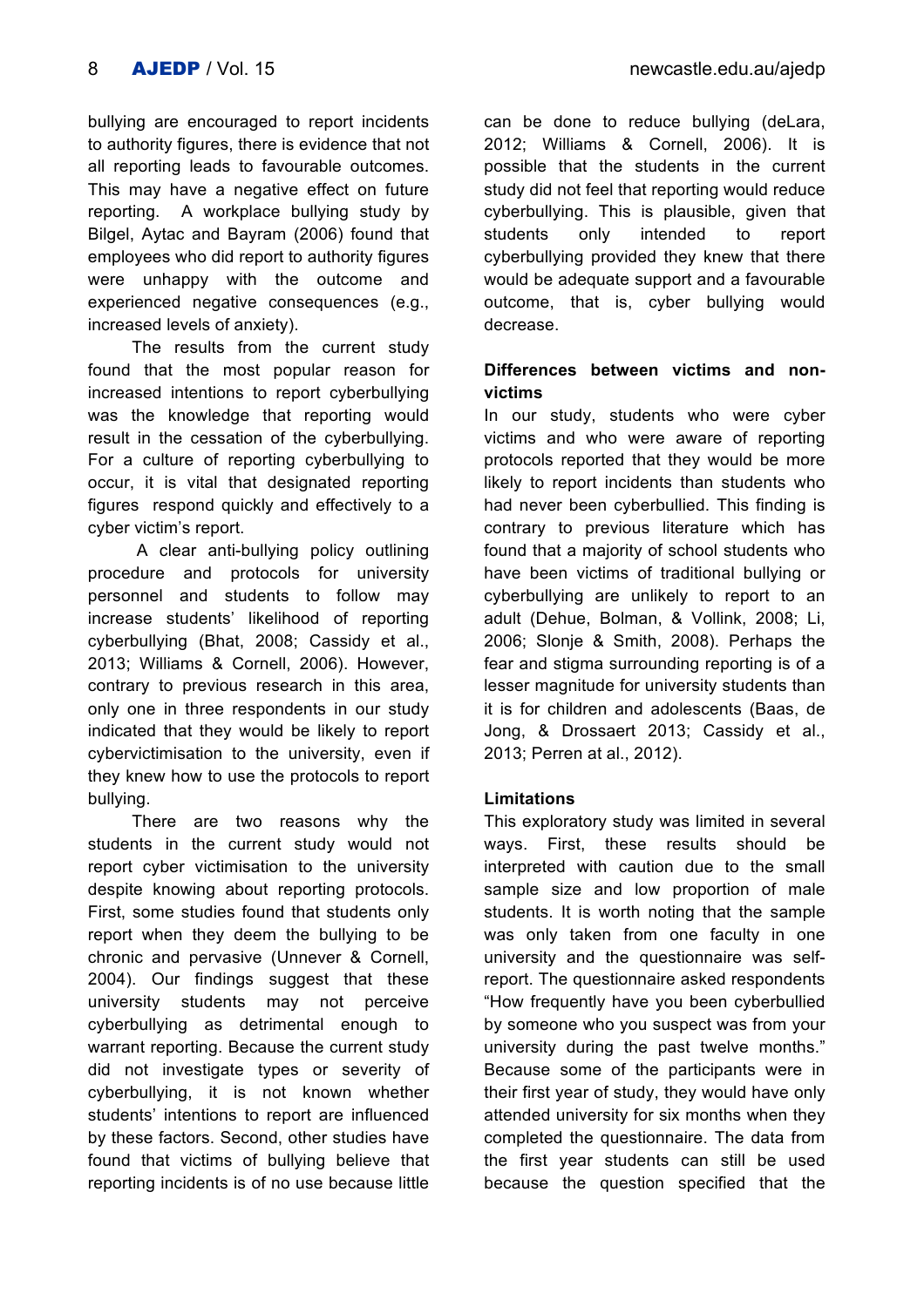bullying are encouraged to report incidents to authority figures, there is evidence that not all reporting leads to favourable outcomes. This may have a negative effect on future reporting. A workplace bullying study by Bilgel, Aytac and Bayram (2006) found that employees who did report to authority figures were unhappy with the outcome and experienced negative consequences (e.g., increased levels of anxiety).

The results from the current study found that the most popular reason for increased intentions to report cyberbullying was the knowledge that reporting would result in the cessation of the cyberbullying. For a culture of reporting cyberbullying to occur, it is vital that designated reporting figures respond quickly and effectively to a cyber victim's report.

A clear anti-bullying policy outlining procedure and protocols for university personnel and students to follow may increase students' likelihood of reporting cyberbullying (Bhat, 2008; Cassidy et al., 2013; Williams & Cornell, 2006). However, contrary to previous research in this area, only one in three respondents in our study indicated that they would be likely to report cybervictimisation to the university, even if they knew how to use the protocols to report bullying.

There are two reasons why the students in the current study would not report cyber victimisation to the university despite knowing about reporting protocols. First, some studies found that students only report when they deem the bullying to be chronic and pervasive (Unnever & Cornell, 2004). Our findings suggest that these university students may not perceive cyberbullying as detrimental enough to warrant reporting. Because the current study did not investigate types or severity of cyberbullying, it is not known whether students' intentions to report are influenced by these factors. Second, other studies have found that victims of bullying believe that reporting incidents is of no use because little can be done to reduce bullying (deLara, 2012; Williams & Cornell, 2006). It is possible that the students in the current study did not feel that reporting would reduce cyberbullying. This is plausible, given that students only intended to report cyberbullying provided they knew that there would be adequate support and a favourable outcome, that is, cyber bullying would decrease.

### Differences between victims and non-victims

In our study, students who were cyber victims and who were aware of reporting protocols reported that they would be more likely to report incidents than students who had never been cyberbullied. This finding is contrary to previous literature which has found that a majority of school students who have been victims of traditional bullying or cyberbullying are unlikely to report to an adult (Dehue, Bolman, & Vollink, 2008; Li, 2006; Slonje & Smith, 2008). Perhaps the fear and stigma surrounding reporting is of a lesser magnitude for university students than it is for children and adolescents (Baas, de Jong, & Drossaert 2013; Cassidy et al., 2013; Perren at al., 2012).

### Limitations

This exploratory study was limited in several ways. First, these results should be interpreted with caution due to the small sample size and low proportion of male students. It is worth noting that the sample was only taken from one faculty in one university and the questionnaire was self-report. The questionnaire asked respondents "How frequently have you been cyberbullied by someone who you suspect was from your university during the past twelve months." Because some of the participants were in their first year of study, they would have only attended university for six months when they completed the questionnaire. The data from the first year students can still be used because the question specified that the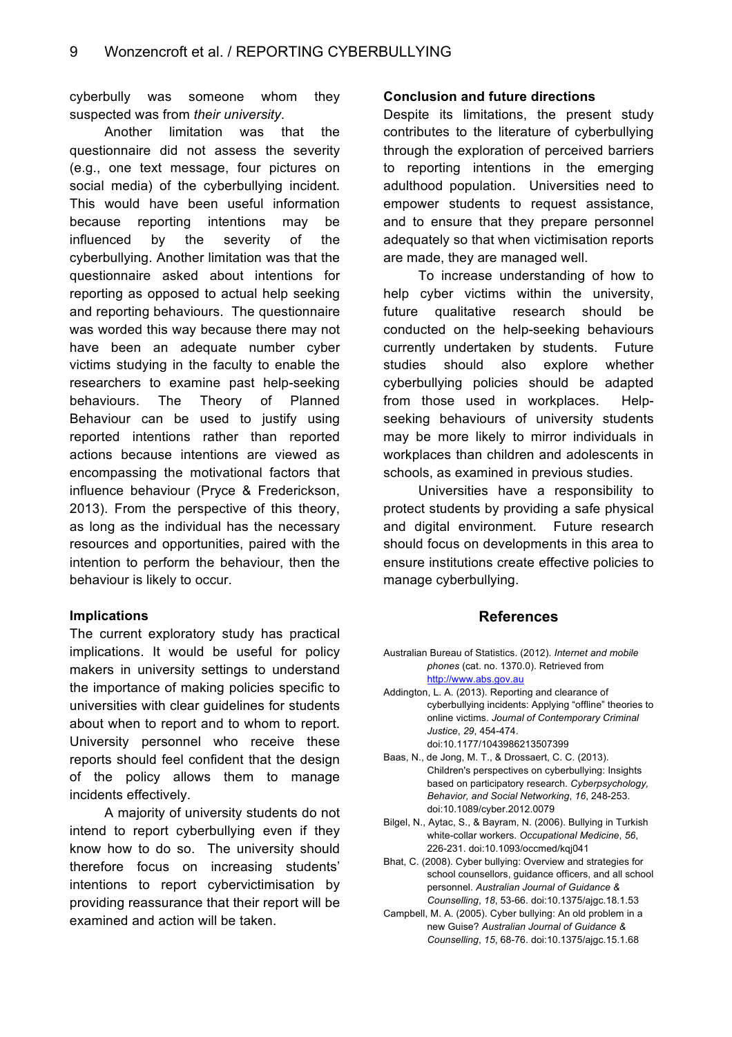cyberbully was someone whom they suspected was from *their university*.

Another limitation was that the questionnaire did not assess the severity (e.g., one text message, four pictures on social media) of the cyberbullying incident. This would have been useful information because reporting intentions may be influenced by the severity of the cyberbullying. Another limitation was that the questionnaire asked about intentions for reporting as opposed to actual help seeking and reporting behaviours. The questionnaire was worded this way because there may not have been an adequate number cyber victims studying in the faculty to enable the researchers to examine past help-seeking behaviours. The Theory of Planned Behaviour can be used to justify using reported intentions rather than reported actions because intentions are viewed as encompassing the motivational factors that influence behaviour (Pryce & Frederickson, 2013). From the perspective of this theory, as long as the individual has the necessary resources and opportunities, paired with the intention to perform the behaviour, then the behaviour is likely to occur.

### Implications

The current exploratory study has practical implications. It would be useful for policy makers in university settings to understand the importance of making policies specific to universities with clear guidelines for students about when to report and to whom to report. University personnel who receive these reports should feel confident that the design of the policy allows them to manage incidents effectively.

A majority of university students do not intend to report cyberbullying even if they know how to do so. The university should therefore focus on increasing students' intentions to report cybervictimisation by providing reassurance that their report will be examined and action will be taken.

### Conclusion and future directions

Despite its limitations, the present study contributes to the literature of cyberbullying through the exploration of perceived barriers to reporting intentions in the emerging adulthood population. Universities need to empower students to request assistance, and to ensure that they prepare personnel adequately so that when victimisation reports are made, they are managed well.

To increase understanding of how to help cyber victims within the university, future qualitative research should be conducted on the help-seeking behaviours currently undertaken by students. Future studies should also explore whether cyberbullying policies should be adapted from those used in workplaces. Help-seeking behaviours of university students may be more likely to mirror individuals in workplaces than children and adolescents in schools, as examined in previous studies.

Universities have a responsibility to protect students by providing a safe physical and digital environment. Future research should focus on developments in this area to ensure institutions create effective policies to manage cyberbullying.

## References

Australian Bureau of Statistics. (2012). *Internet and mobile phones* (cat. no. 1370.0). Retrieved from http://www.abs.gov.au

Addington, L. A. (2013). Reporting and clearance of cyberbullying incidents: Applying "offline" theories to online victims. *Journal of Contemporary Criminal Justice*, *29*, 454-474. doi:10.1177/1043986213507399

Baas, N., de Jong, M. T., & Drossaert, C. C. (2013). Children's perspectives on cyberbullying: Insights based on participatory research. *Cyberpsychology, Behavior, and Social Networking*, *16*, 248-253. doi:10.1089/cyber.2012.0079

Bilgel, N., Aytac, S., & Bayram, N. (2006). Bullying in Turkish white-collar workers. *Occupational Medicine*, *56*, 226-231. doi:10.1093/occmed/kqj041

Bhat, C. (2008). Cyber bullying: Overview and strategies for school counsellors, guidance officers, and all school personnel. *Australian Journal of Guidance & Counselling*, *18*, 53-66. doi:10.1375/ajgc.18.1.53

Campbell, M. A. (2005). Cyber bullying: An old problem in a new Guise? *Australian Journal of Guidance & Counselling*, *15*, 68-76. doi:10.1375/ajgc.15.1.68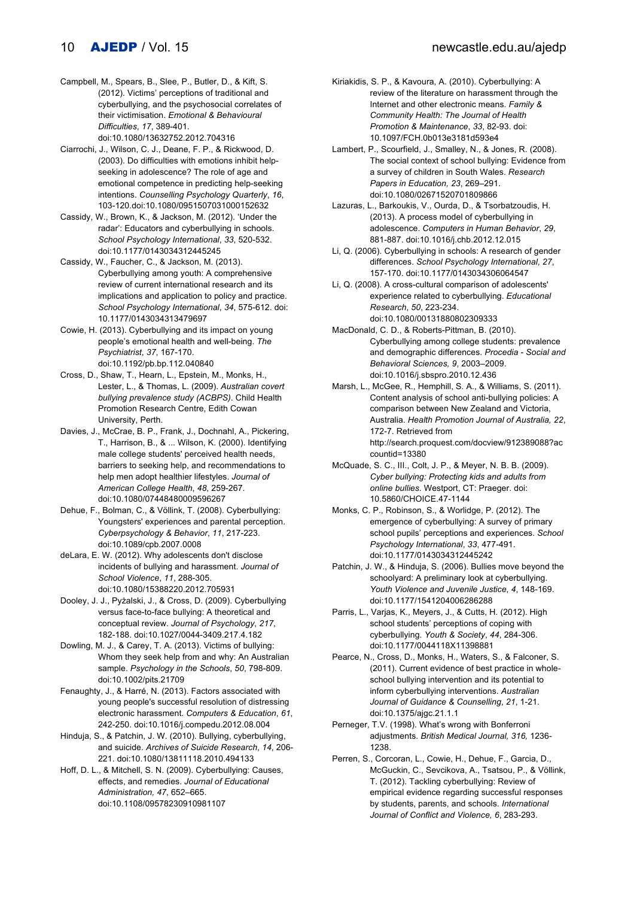Campbell, M., Spears, B., Slee, P., Butler, D., & Kift, S. (2012). Victims' perceptions of traditional and cyberbullying, and the psychosocial correlates of their victimisation. *Emotional & Behavioural Difficulties*, *17*, 389-401. doi:10.1080/13632752.2012.704316

Ciarrochi, J., Wilson, C. J., Deane, F. P., & Rickwood, D. (2003). Do difficulties with emotions inhibit help-seeking in adolescence? The role of age and emotional competence in predicting help-seeking intentions. *Counselling Psychology Quarterly*, *16*, 103-120.doi:10.1080/0951507031000152632

Cassidy, W., Brown, K., & Jackson, M. (2012). 'Under the radar': Educators and cyberbullying in schools. *School Psychology International*, *33*, 520-532. doi:10.1177/0143034312445245

Cassidy, W., Faucher, C., & Jackson, M. (2013). Cyberbullying among youth: A comprehensive review of current international research and its implications and application to policy and practice. *School Psychology International*, *34*, 575-612. doi: 10.1177/0143034313479697

Cowie, H. (2013). Cyberbullying and its impact on young people's emotional health and well-being. *The Psychiatrist*, *37*, 167-170. doi:10.1192/pb.bp.112.040840

Cross, D., Shaw, T., Hearn, L., Epstein, M., Monks, H., Lester, L., & Thomas, L. (2009). *Australian covert bullying prevalence study (ACBPS)*. Child Health Promotion Research Centre, Edith Cowan University, Perth.

Davies, J., McCrae, B. P., Frank, J., Dochnahl, A., Pickering, T., Harrison, B., & ... Wilson, K. (2000). Identifying male college students' perceived health needs, barriers to seeking help, and recommendations to help men adopt healthier lifestyles. *Journal of American College Health*, *48*, 259-267. doi:10.1080/07448480009596267

Dehue, F., Bolman, C., & Völlink, T. (2008). Cyberbullying: Youngsters' experiences and parental perception. *Cyberpsychology & Behavior*, *11*, 217-223. doi:10.1089/cpb.2007.0008

deLara, E. W. (2012). Why adolescents don't disclose incidents of bullying and harassment. *Journal of School Violence*, *11*, 288-305. doi:10.1080/15388220.2012.705931

Dooley, J. J., Pyżalski, J., & Cross, D. (2009). Cyberbullying versus face-to-face bullying: A theoretical and conceptual review. *Journal of Psychology*, *217*, 182-188. doi:10.1027/0044-3409.217.4.182

Dowling, M. J., & Carey, T. A. (2013). Victims of bullying: Whom they seek help from and why: An Australian sample. *Psychology in the Schools*, *50*, 798-809. doi:10.1002/pits.21709

Fenaughty, J., & Harré, N. (2013). Factors associated with young people's successful resolution of distressing electronic harassment. *Computers & Education*, *61*, 242-250. doi:10.1016/j.compedu.2012.08.004

Hinduja, S., & Patchin, J. W. (2010). Bullying, cyberbullying, and suicide. *Archives of Suicide Research*, *14*, 206-221. doi:10.1080/13811118.2010.494133

Hoff, D. L., & Mitchell, S. N. (2009). Cyberbullying: Causes, effects, and remedies. *Journal of Educational Administration, 47*, 652–665. doi:10.1108/09578230910981107

Kiriakidis, S. P., & Kavoura, A. (2010). Cyberbullying: A review of the literature on harassment through the Internet and other electronic means. *Family & Community Health: The Journal of Health Promotion & Maintenance*, *33*, 82-93. doi: 10.1097/FCH.0b013e3181d593e4

Lambert, P., Scourfield, J., Smalley, N., & Jones, R. (2008). The social context of school bullying: Evidence from a survey of children in South Wales. *Research Papers in Education, 23*, 269–291. doi:10.1080/02671520701809866

Lazuras, L., Barkoukis, V., Ourda, D., & Tsorbatzoudis, H. (2013). A process model of cyberbullying in adolescence. *Computers in Human Behavior*, *29*, 881-887. doi:10.1016/j.chb.2012.12.015

Li, Q. (2006). Cyberbullying in schools: A research of gender differences. *School Psychology International*, *27*, 157-170. doi:10.1177/0143034306064547

Li, Q. (2008). A cross-cultural comparison of adolescents' experience related to cyberbullying. *Educational Research*, *50*, 223-234. doi:10.1080/00131880802309333

MacDonald, C. D., & Roberts-Pittman, B. (2010). Cyberbullying among college students: prevalence and demographic differences. *Procedia - Social and Behavioral Sciences, 9*, 2003–2009. doi:10.1016/j.sbspro.2010.12.436

Marsh, L., McGee, R., Hemphill, S. A., & Williams, S. (2011). Content analysis of school anti-bullying policies: A comparison between New Zealand and Victoria, Australia. *Health Promotion Journal of Australia, 22*, 172-7. Retrieved from http://search.proquest.com/docview/912389088?accountid=13380

McQuade, S. C., III., Colt, J. P., & Meyer, N. B. B. (2009). *Cyber bullying: Protecting kids and adults from online bullies*. Westport, CT: Praeger. doi: 10.5860/CHOICE.47-1144

Monks, C. P., Robinson, S., & Worlidge, P. (2012). The emergence of cyberbullying: A survey of primary school pupils' perceptions and experiences. *School Psychology International*, *33*, 477-491. doi:10.1177/0143034312445242

Patchin, J. W., & Hinduja, S. (2006). Bullies move beyond the schoolyard: A preliminary look at cyberbullying. *Youth Violence and Juvenile Justice*, *4*, 148-169. doi:10.1177/1541204006286288

Parris, L., Varjas, K., Meyers, J., & Cutts, H. (2012). High school students' perceptions of coping with cyberbullying. *Youth & Society*, *44*, 284-306. doi:10.1177/0044118X11398881

Pearce, N., Cross, D., Monks, H., Waters, S., & Falconer, S. (2011). Current evidence of best practice in whole-school bullying intervention and its potential to inform cyberbullying interventions. *Australian Journal of Guidance & Counselling*, *21*, 1-21. doi:10.1375/ajgc.21.1.1

Perneger, T.V. (1998). What's wrong with Bonferroni adjustments. *British Medical Journal, 316,* 1236-1238.

Perren, S., Corcoran, L., Cowie, H., Dehue, F., Garcia, D., McGuckin, C., Sevcikova, A., Tsatsou, P., & Völlink, T. (2012). Tackling cyberbullying: Review of empirical evidence regarding successful responses by students, parents, and schools. *International Journal of Conflict and Violence, 6*, 283-293.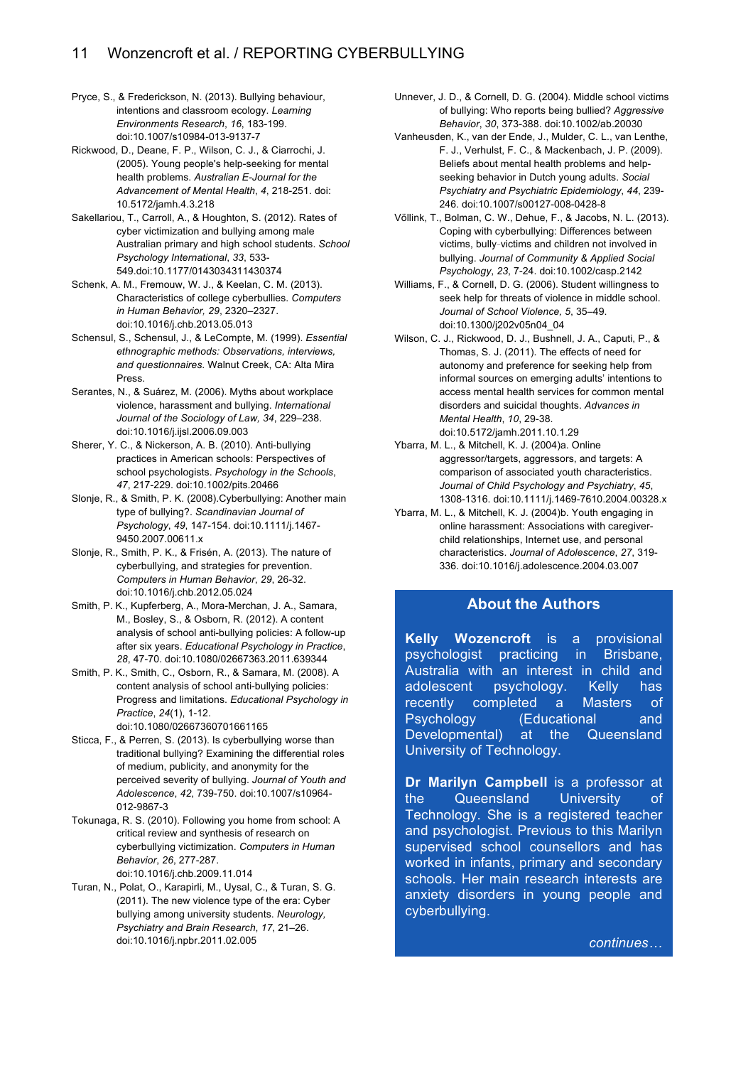Pryce, S., & Frederickson, N. (2013). Bullying behaviour, intentions and classroom ecology. *Learning Environments Research*, *16*, 183-199. doi:10.1007/s10984-013-9137-7

Rickwood, D., Deane, F. P., Wilson, C. J., & Ciarrochi, J. (2005). Young people's help-seeking for mental health problems. *Australian E-Journal for the Advancement of Mental Health*, *4*, 218-251. doi: 10.5172/jamh.4.3.218

Sakellariou, T., Carroll, A., & Houghton, S. (2012). Rates of cyber victimization and bullying among male Australian primary and high school students. *School Psychology International*, *33*, 533-549.doi:10.1177/0143034311430374

Schenk, A. M., Fremouw, W. J., & Keelan, C. M. (2013). Characteristics of college cyberbullies. *Computers in Human Behavior, 29*, 2320–2327. doi:10.1016/j.chb.2013.05.013

Schensul, S., Schensul, J., & LeCompte, M. (1999). *Essential ethnographic methods: Observations, interviews, and questionnaires.* Walnut Creek, CA: Alta Mira Press.

Serantes, N., & Suárez, M. (2006). Myths about workplace violence, harassment and bullying. *International Journal of the Sociology of Law, 34*, 229–238. doi:10.1016/j.ijsl.2006.09.003

Sherer, Y. C., & Nickerson, A. B. (2010). Anti-bullying practices in American schools: Perspectives of school psychologists. *Psychology in the Schools*, *47*, 217-229. doi:10.1002/pits.20466

Slonje, R., & Smith, P. K. (2008).Cyberbullying: Another main type of bullying?. *Scandinavian Journal of Psychology*, *49*, 147-154. doi:10.1111/j.1467-9450.2007.00611.x

Slonje, R., Smith, P. K., & Frisén, A. (2013). The nature of cyberbullying, and strategies for prevention. *Computers in Human Behavior*, *29*, 26-32. doi:10.1016/j.chb.2012.05.024

Smith, P. K., Kupferberg, A., Mora-Merchan, J. A., Samara, M., Bosley, S., & Osborn, R. (2012). A content analysis of school anti-bullying policies: A follow-up after six years. *Educational Psychology in Practice*, *28*, 47-70. doi:10.1080/02667363.2011.639344

Smith, P. K., Smith, C., Osborn, R., & Samara, M. (2008). A content analysis of school anti-bullying policies: Progress and limitations. *Educational Psychology in Practice*, *24*(1), 1-12. doi:10.1080/02667360701661165

Sticca, F., & Perren, S. (2013). Is cyberbullying worse than traditional bullying? Examining the differential roles of medium, publicity, and anonymity for the perceived severity of bullying. *Journal of Youth and Adolescence*, *42*, 739-750. doi:10.1007/s10964-012-9867-3

Tokunaga, R. S. (2010). Following you home from school: A critical review and synthesis of research on cyberbullying victimization. *Computers in Human Behavior*, *26*, 277-287. doi:10.1016/j.chb.2009.11.014

Turan, N., Polat, O., Karapirli, M., Uysal, C., & Turan, S. G. (2011). The new violence type of the era: Cyber bullying among university students. *Neurology, Psychiatry and Brain Research*, *17*, 21–26. doi:10.1016/j.npbr.2011.02.005

Unnever, J. D., & Cornell, D. G. (2004). Middle school victims of bullying: Who reports being bullied? *Aggressive Behavior*, *30*, 373-388. doi:10.1002/ab.20030

Vanheusden, K., van der Ende, J., Mulder, C. L., van Lenthe, F. J., Verhulst, F. C., & Mackenbach, J. P. (2009). Beliefs about mental health problems and help-seeking behavior in Dutch young adults. *Social Psychiatry and Psychiatric Epidemiology*, *44*, 239-246. doi:10.1007/s00127-008-0428-8

Völlink, T., Bolman, C. W., Dehue, F., & Jacobs, N. L. (2013). Coping with cyberbullying: Differences between victims, bully-victims and children not involved in bullying. *Journal of Community & Applied Social Psychology*, *23*, 7-24. doi:10.1002/casp.2142

Williams, F., & Cornell, D. G. (2006). Student willingness to seek help for threats of violence in middle school. *Journal of School Violence, 5*, 35–49. doi:10.1300/j202v05n04_04

Wilson, C. J., Rickwood, D. J., Bushnell, J. A., Caputi, P., & Thomas, S. J. (2011). The effects of need for autonomy and preference for seeking help from informal sources on emerging adults' intentions to access mental health services for common mental disorders and suicidal thoughts. *Advances in Mental Health*, *10*, 29-38. doi:10.5172/jamh.2011.10.1.29

Ybarra, M. L., & Mitchell, K. J. (2004)a. Online aggressor/targets, aggressors, and targets: A comparison of associated youth characteristics. *Journal of Child Psychology and Psychiatry*, *45*, 1308-1316. doi:10.1111/j.1469-7610.2004.00328.x

Ybarra, M. L., & Mitchell, K. J. (2004)b. Youth engaging in online harassment: Associations with caregiver-child relationships, Internet use, and personal characteristics. *Journal of Adolescence*, *27*, 319-336. doi:10.1016/j.adolescence.2004.03.007

## About the Authors

**Kelly Wozencroft** is a provisional psychologist practicing in Brisbane, Australia with an interest in child and adolescent psychology. Kelly has recently completed a Masters of Psychology (Educational and Developmental) at the Queensland University of Technology.

**Dr Marilyn Campbell** is a professor at the Queensland University of Technology. She is a registered teacher and psychologist. Previous to this Marilyn supervised school counsellors and has worked in infants, primary and secondary schools. Her main research interests are anxiety disorders in young people and cyberbullying.

*continues…*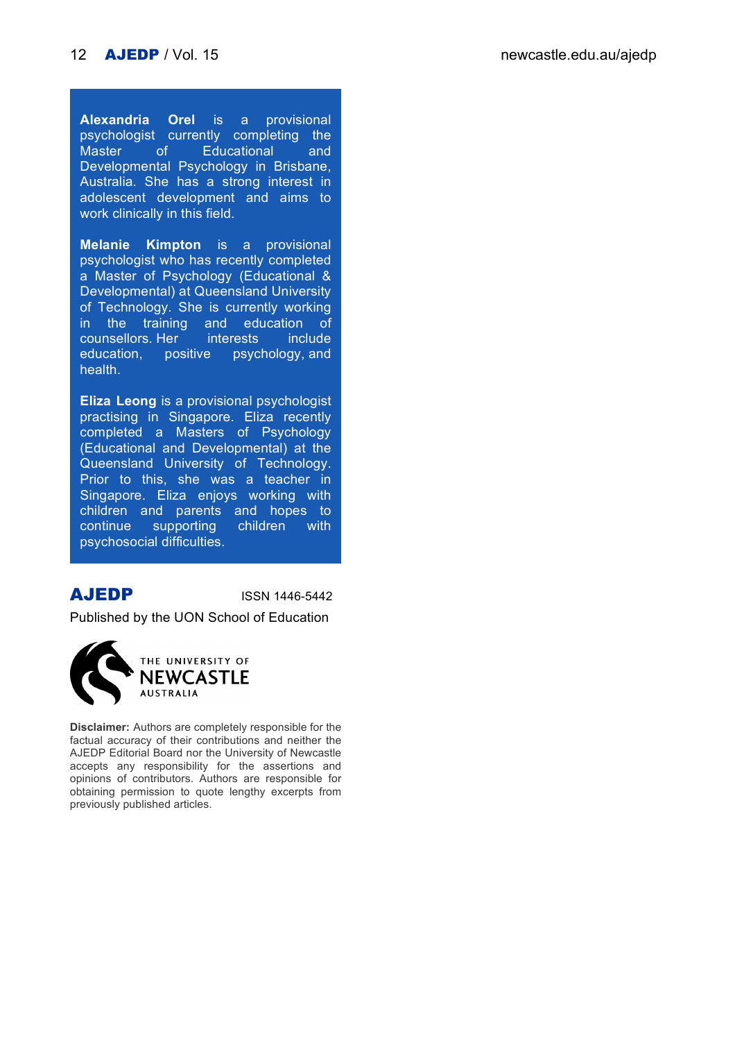**Alexandria Orel** is a provisional psychologist currently completing the Master of Educational and Developmental Psychology in Brisbane, Australia. She has a strong interest in adolescent development and aims to work clinically in this field.

**Melanie Kimpton** is a provisional psychologist who has recently completed a Master of Psychology (Educational & Developmental) at Queensland University of Technology. She is currently working in the training and education of counsellors. Her interests include education, positive psychology, and health.

**Eliza Leong** is a provisional psychologist practising in Singapore. Eliza recently completed a Masters of Psychology (Educational and Developmental) at the Queensland University of Technology. Prior to this, she was a teacher in Singapore. Eliza enjoys working with children and parents and hopes to continue supporting children with psychosocial difficulties.

**AJEDP** ISSN 1446-5442

Published by the UON School of Education

THE UNIVERSITY OF NEWCASTLE AUSTRALIA

**Disclaimer:** Authors are completely responsible for the factual accuracy of their contributions and neither the AJEDP Editorial Board nor the University of Newcastle accepts any responsibility for the assertions and opinions of contributors. Authors are responsible for obtaining permission to quote lengthy excerpts from previously published articles.